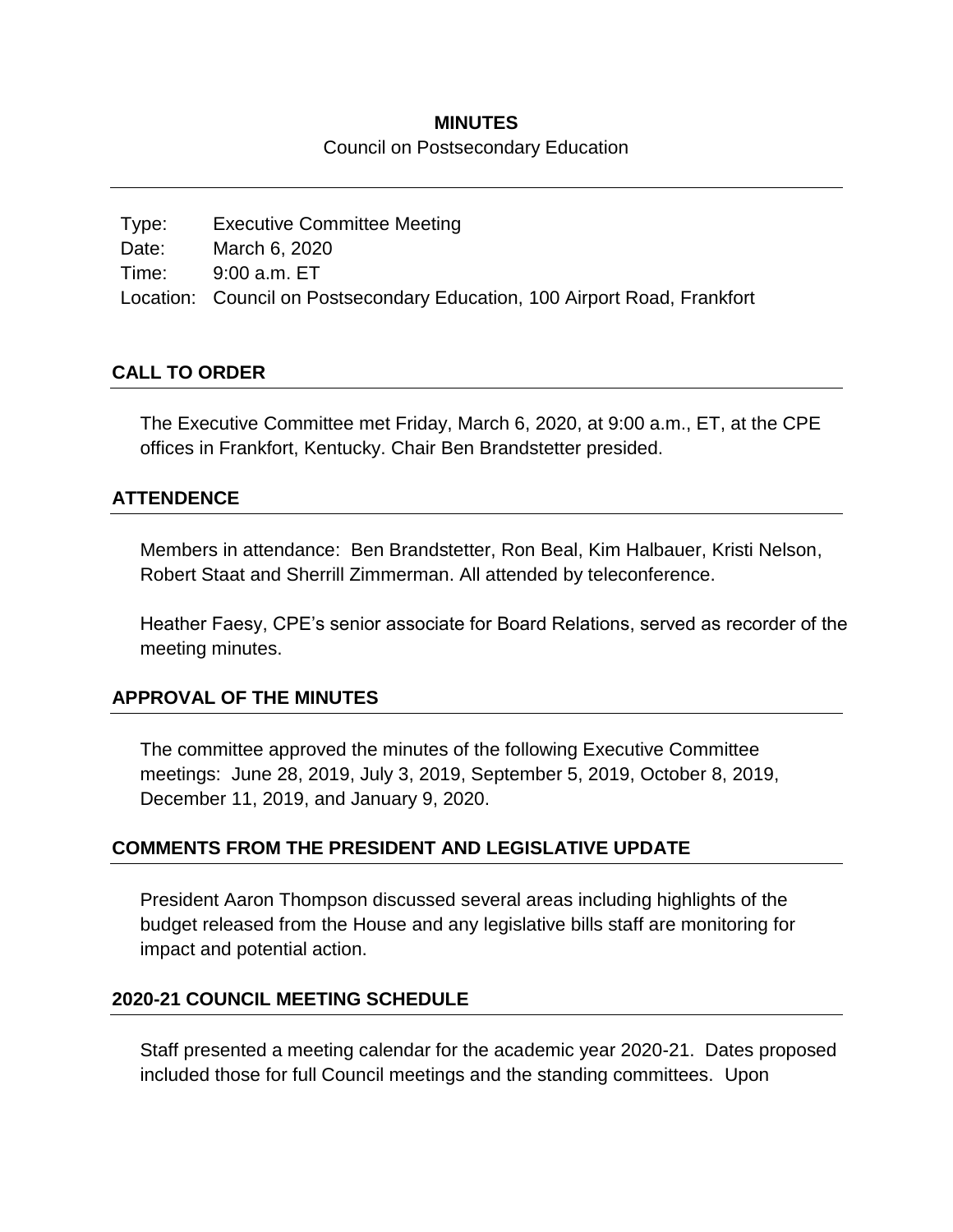# MINUTES

Council on Postsecondary Education

| | |
|---|---|
| Type: | Executive Committee Meeting |
| Date: | March 6, 2020 |
| Time: | 9:00 a.m. ET |
| Location: | Council on Postsecondary Education, 100 Airport Road, Frankfort |

## CALL TO ORDER

The Executive Committee met Friday, March 6, 2020, at 9:00 a.m., ET, at the CPE offices in Frankfort, Kentucky. Chair Ben Brandstetter presided.

## ATTENDENCE

Members in attendance: Ben Brandstetter, Ron Beal, Kim Halbauer, Kristi Nelson, Robert Staat and Sherrill Zimmerman. All attended by teleconference.

Heather Faesy, CPE's senior associate for Board Relations, served as recorder of the meeting minutes.

## APPROVAL OF THE MINUTES

The committee approved the minutes of the following Executive Committee meetings: June 28, 2019, July 3, 2019, September 5, 2019, October 8, 2019, December 11, 2019, and January 9, 2020.

## COMMENTS FROM THE PRESIDENT AND LEGISLATIVE UPDATE

President Aaron Thompson discussed several areas including highlights of the budget released from the House and any legislative bills staff are monitoring for impact and potential action.

## 2020-21 COUNCIL MEETING SCHEDULE

Staff presented a meeting calendar for the academic year 2020-21. Dates proposed included those for full Council meetings and the standing committees. Upon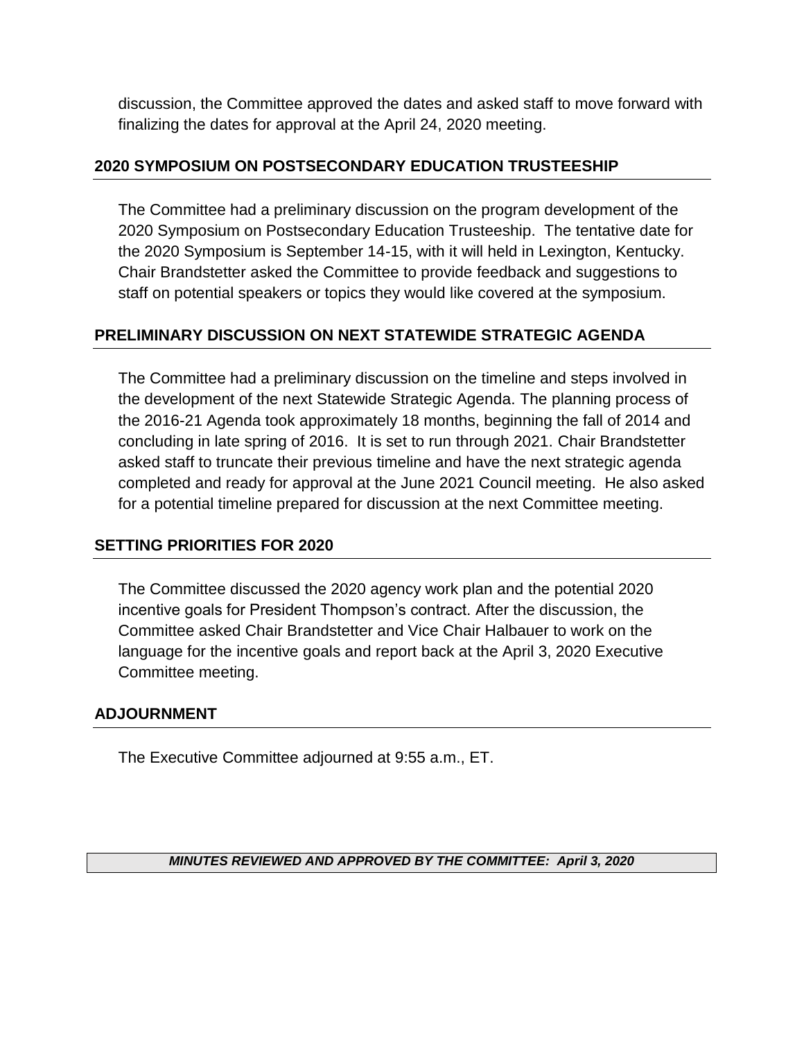discussion, the Committee approved the dates and asked staff to move forward with finalizing the dates for approval at the April 24, 2020 meeting.

## 2020 SYMPOSIUM ON POSTSECONDARY EDUCATION TRUSTEESHIP

The Committee had a preliminary discussion on the program development of the 2020 Symposium on Postsecondary Education Trusteeship. The tentative date for the 2020 Symposium is September 14-15, with it will held in Lexington, Kentucky. Chair Brandstetter asked the Committee to provide feedback and suggestions to staff on potential speakers or topics they would like covered at the symposium.

## PRELIMINARY DISCUSSION ON NEXT STATEWIDE STRATEGIC AGENDA

The Committee had a preliminary discussion on the timeline and steps involved in the development of the next Statewide Strategic Agenda. The planning process of the 2016-21 Agenda took approximately 18 months, beginning the fall of 2014 and concluding in late spring of 2016. It is set to run through 2021. Chair Brandstetter asked staff to truncate their previous timeline and have the next strategic agenda completed and ready for approval at the June 2021 Council meeting. He also asked for a potential timeline prepared for discussion at the next Committee meeting.

## SETTING PRIORITIES FOR 2020

The Committee discussed the 2020 agency work plan and the potential 2020 incentive goals for President Thompson's contract. After the discussion, the Committee asked Chair Brandstetter and Vice Chair Halbauer to work on the language for the incentive goals and report back at the April 3, 2020 Executive Committee meeting.

## ADJOURNMENT

The Executive Committee adjourned at 9:55 a.m., ET.

***MINUTES REVIEWED AND APPROVED BY THE COMMITTEE: April 3, 2020***